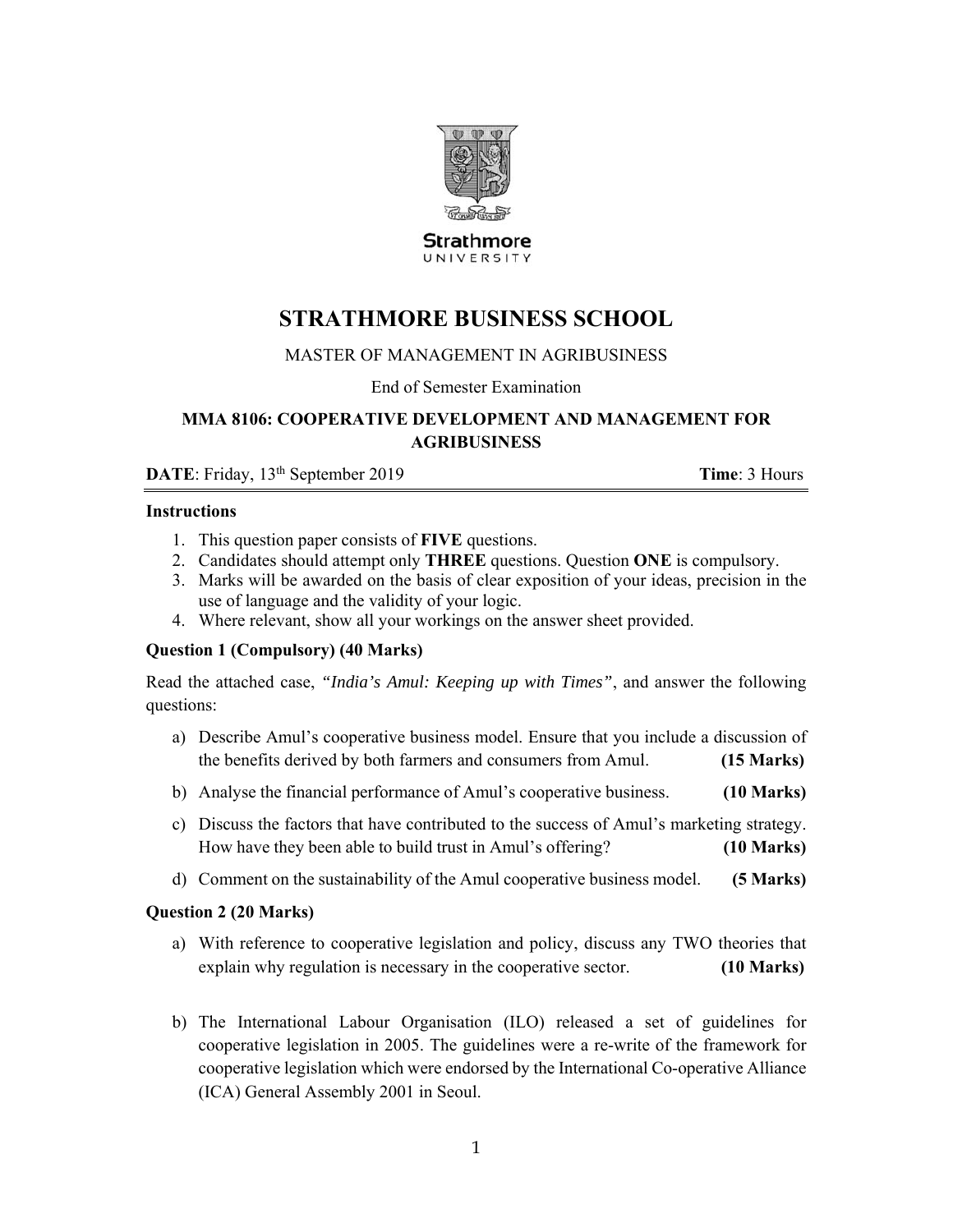Strathmore UNIVERSITY

# STRATHMORE BUSINESS SCHOOL

MASTER OF MANAGEMENT IN AGRIBUSINESS

End of Semester Examination

**MMA 8106: COOPERATIVE DEVELOPMENT AND MANAGEMENT FOR AGRIBUSINESS**

**DATE**: Friday, 13th September 2019 **Time**: 3 Hours

**Instructions**

1. This question paper consists of **FIVE** questions.
2. Candidates should attempt only **THREE** questions. Question **ONE** is compulsory.
3. Marks will be awarded on the basis of clear exposition of your ideas, precision in the use of language and the validity of your logic.
4. Where relevant, show all your workings on the answer sheet provided.

**Question 1 (Compulsory) (40 Marks)**

Read the attached case, *"India's Amul: Keeping up with Times"*, and answer the following questions:

a) Describe Amul's cooperative business model. Ensure that you include a discussion of the benefits derived by both farmers and consumers from Amul. **(15 Marks)**

b) Analyse the financial performance of Amul's cooperative business. **(10 Marks)**

c) Discuss the factors that have contributed to the success of Amul's marketing strategy. How have they been able to build trust in Amul's offering? **(10 Marks)**

d) Comment on the sustainability of the Amul cooperative business model. **(5 Marks)**

**Question 2 (20 Marks)**

a) With reference to cooperative legislation and policy, discuss any TWO theories that explain why regulation is necessary in the cooperative sector. **(10 Marks)**

b) The International Labour Organisation (ILO) released a set of guidelines for cooperative legislation in 2005. The guidelines were a re-write of the framework for cooperative legislation which were endorsed by the International Co-operative Alliance (ICA) General Assembly 2001 in Seoul.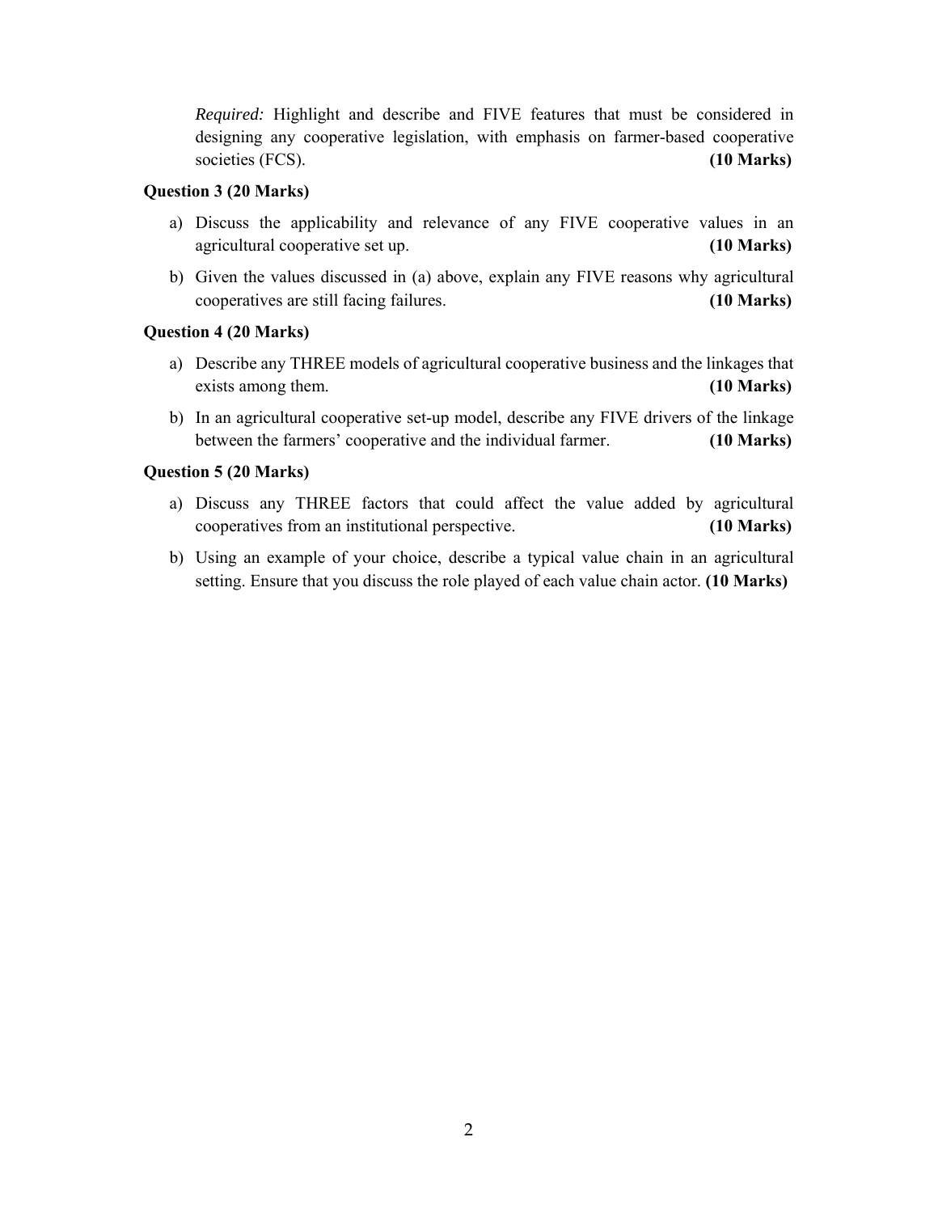*Required:* Highlight and describe and FIVE features that must be considered in designing any cooperative legislation, with emphasis on farmer-based cooperative societies (FCS). **(10 Marks)**

**Question 3 (20 Marks)**

a) Discuss the applicability and relevance of any FIVE cooperative values in an agricultural cooperative set up. **(10 Marks)**

b) Given the values discussed in (a) above, explain any FIVE reasons why agricultural cooperatives are still facing failures. **(10 Marks)**

**Question 4 (20 Marks)**

a) Describe any THREE models of agricultural cooperative business and the linkages that exists among them. **(10 Marks)**

b) In an agricultural cooperative set-up model, describe any FIVE drivers of the linkage between the farmers' cooperative and the individual farmer. **(10 Marks)**

**Question 5 (20 Marks)**

a) Discuss any THREE factors that could affect the value added by agricultural cooperatives from an institutional perspective. **(10 Marks)**

b) Using an example of your choice, describe a typical value chain in an agricultural setting. Ensure that you discuss the role played of each value chain actor. **(10 Marks)**